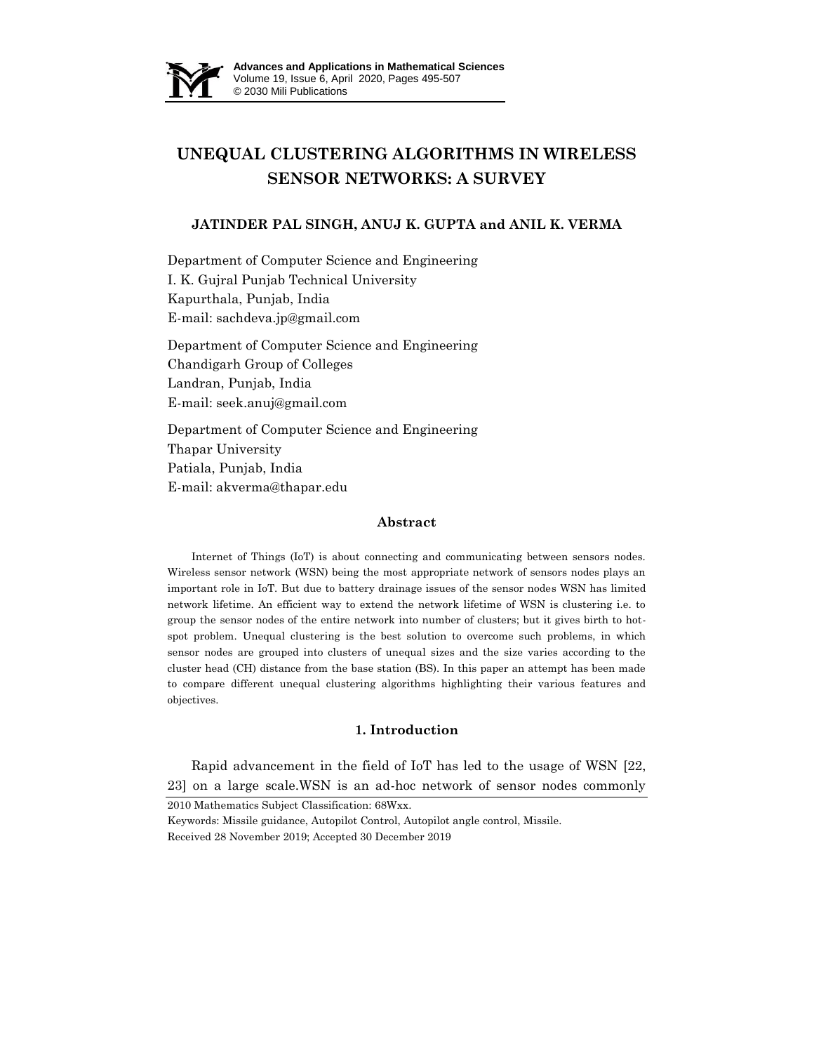# UNEQUAL CLUSTERING ALGORITHMS IN WIRELESS SENSOR NETWORKS: A SURVEY

**JATINDER PAL SINGH, ANUJ K. GUPTA and ANIL K. VERMA**

Department of Computer Science and Engineering
I. K. Gujral Punjab Technical University
Kapurthala, Punjab, India
E-mail: sachdeva.jp@gmail.com

Department of Computer Science and Engineering
Chandigarh Group of Colleges
Landran, Punjab, India
E-mail: seek.anuj@gmail.com

Department of Computer Science and Engineering
Thapar University
Patiala, Punjab, India
E-mail: akverma@thapar.edu

## Abstract

Internet of Things (IoT) is about connecting and communicating between sensors nodes. Wireless sensor network (WSN) being the most appropriate network of sensors nodes plays an important role in IoT. But due to battery drainage issues of the sensor nodes WSN has limited network lifetime. An efficient way to extend the network lifetime of WSN is clustering i.e. to group the sensor nodes of the entire network into number of clusters; but it gives birth to hot-spot problem. Unequal clustering is the best solution to overcome such problems, in which sensor nodes are grouped into clusters of unequal sizes and the size varies according to the cluster head (CH) distance from the base station (BS). In this paper an attempt has been made to compare different unequal clustering algorithms highlighting their various features and objectives.

## 1. Introduction

Rapid advancement in the field of IoT has led to the usage of WSN [22, 23] on a large scale.WSN is an ad-hoc network of sensor nodes commonly

2010 Mathematics Subject Classification: 68Wxx.

Keywords: Missile guidance, Autopilot Control, Autopilot angle control, Missile.

Received 28 November 2019; Accepted 30 December 2019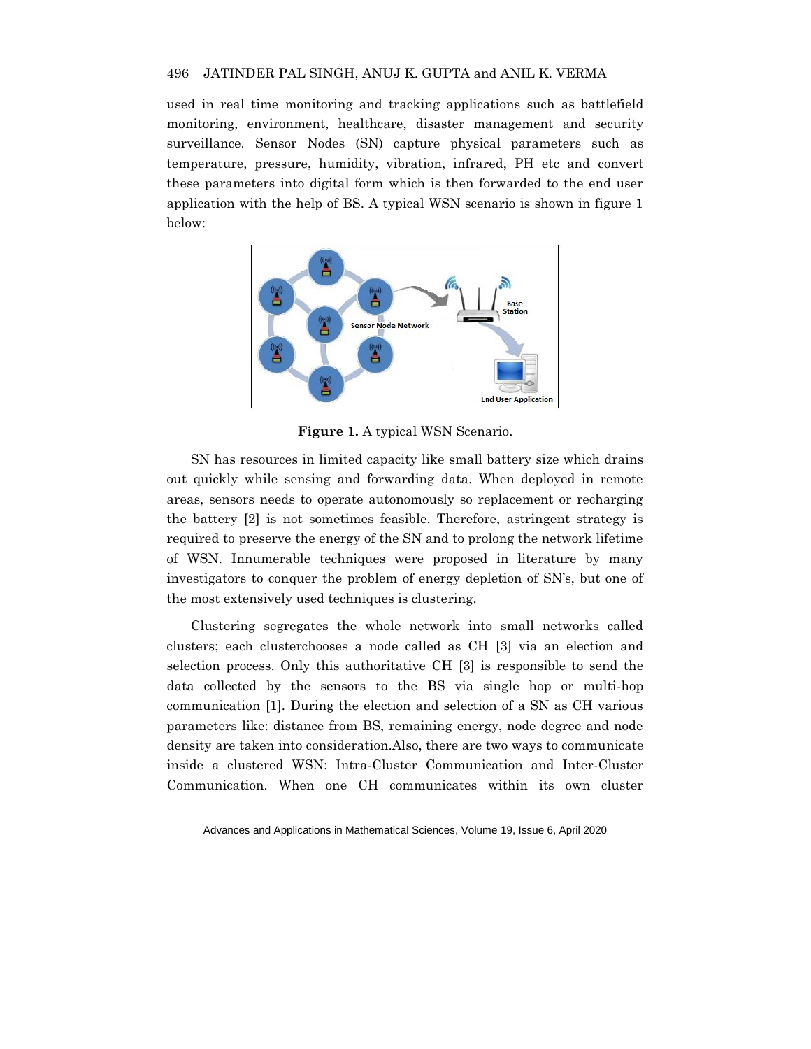used in real time monitoring and tracking applications such as battlefield monitoring, environment, healthcare, disaster management and security surveillance. Sensor Nodes (SN) capture physical parameters such as temperature, pressure, humidity, vibration, infrared, PH etc and convert these parameters into digital form which is then forwarded to the end user application with the help of BS. A typical WSN scenario is shown in figure 1 below:

**Figure 1.** A typical WSN Scenario.

SN has resources in limited capacity like small battery size which drains out quickly while sensing and forwarding data. When deployed in remote areas, sensors needs to operate autonomously so replacement or recharging the battery [2] is not sometimes feasible. Therefore, astringent strategy is required to preserve the energy of the SN and to prolong the network lifetime of WSN. Innumerable techniques were proposed in literature by many investigators to conquer the problem of energy depletion of SN's, but one of the most extensively used techniques is clustering.

Clustering segregates the whole network into small networks called clusters; each clusterchooses a node called as CH [3] via an election and selection process. Only this authoritative CH [3] is responsible to send the data collected by the sensors to the BS via single hop or multi-hop communication [1]. During the election and selection of a SN as CH various parameters like: distance from BS, remaining energy, node degree and node density are taken into consideration.Also, there are two ways to communicate inside a clustered WSN: Intra-Cluster Communication and Inter-Cluster Communication. When one CH communicates within its own cluster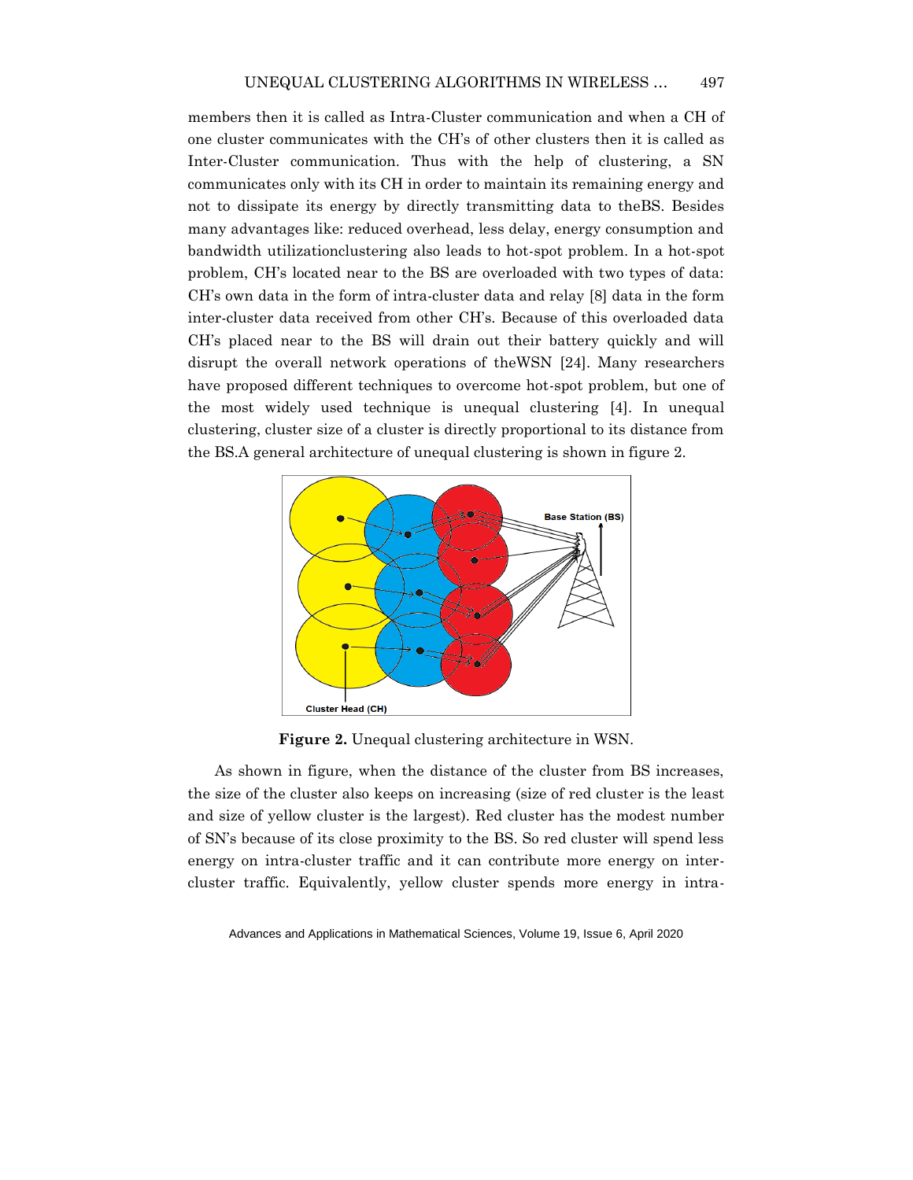members then it is called as Intra-Cluster communication and when a CH of one cluster communicates with the CH's of other clusters then it is called as Inter-Cluster communication. Thus with the help of clustering, a SN communicates only with its CH in order to maintain its remaining energy and not to dissipate its energy by directly transmitting data to theBS. Besides many advantages like: reduced overhead, less delay, energy consumption and bandwidth utilizationclustering also leads to hot-spot problem. In a hot-spot problem, CH's located near to the BS are overloaded with two types of data: CH's own data in the form of intra-cluster data and relay [8] data in the form inter-cluster data received from other CH's. Because of this overloaded data CH's placed near to the BS will drain out their battery quickly and will disrupt the overall network operations of theWSN [24]. Many researchers have proposed different techniques to overcome hot-spot problem, but one of the most widely used technique is unequal clustering [4]. In unequal clustering, cluster size of a cluster is directly proportional to its distance from the BS.A general architecture of unequal clustering is shown in figure 2.

**Figure 2.** Unequal clustering architecture in WSN.

As shown in figure, when the distance of the cluster from BS increases, the size of the cluster also keeps on increasing (size of red cluster is the least and size of yellow cluster is the largest). Red cluster has the modest number of SN's because of its close proximity to the BS. So red cluster will spend less energy on intra-cluster traffic and it can contribute more energy on inter-cluster traffic. Equivalently, yellow cluster spends more energy in intra-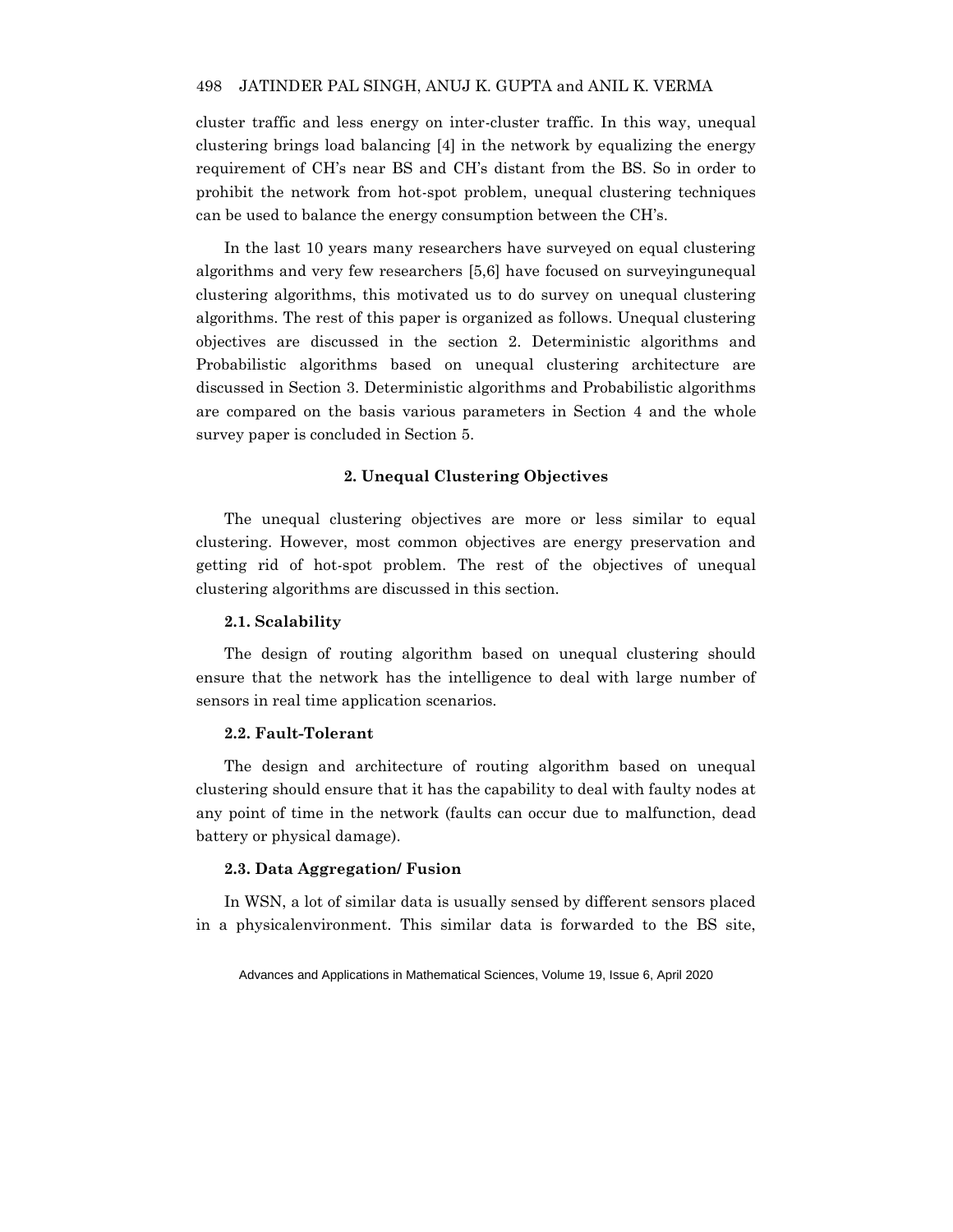cluster traffic and less energy on inter-cluster traffic. In this way, unequal clustering brings load balancing [4] in the network by equalizing the energy requirement of CH's near BS and CH's distant from the BS. So in order to prohibit the network from hot-spot problem, unequal clustering techniques can be used to balance the energy consumption between the CH's.

In the last 10 years many researchers have surveyed on equal clustering algorithms and very few researchers [5,6] have focused on surveyingunequal clustering algorithms, this motivated us to do survey on unequal clustering algorithms. The rest of this paper is organized as follows. Unequal clustering objectives are discussed in the section 2. Deterministic algorithms and Probabilistic algorithms based on unequal clustering architecture are discussed in Section 3. Deterministic algorithms and Probabilistic algorithms are compared on the basis various parameters in Section 4 and the whole survey paper is concluded in Section 5.

## 2. Unequal Clustering Objectives

The unequal clustering objectives are more or less similar to equal clustering. However, most common objectives are energy preservation and getting rid of hot-spot problem. The rest of the objectives of unequal clustering algorithms are discussed in this section.

### 2.1. Scalability

The design of routing algorithm based on unequal clustering should ensure that the network has the intelligence to deal with large number of sensors in real time application scenarios.

### 2.2. Fault-Tolerant

The design and architecture of routing algorithm based on unequal clustering should ensure that it has the capability to deal with faulty nodes at any point of time in the network (faults can occur due to malfunction, dead battery or physical damage).

### 2.3. Data Aggregation/ Fusion

In WSN, a lot of similar data is usually sensed by different sensors placed in a physicalenvironment. This similar data is forwarded to the BS site,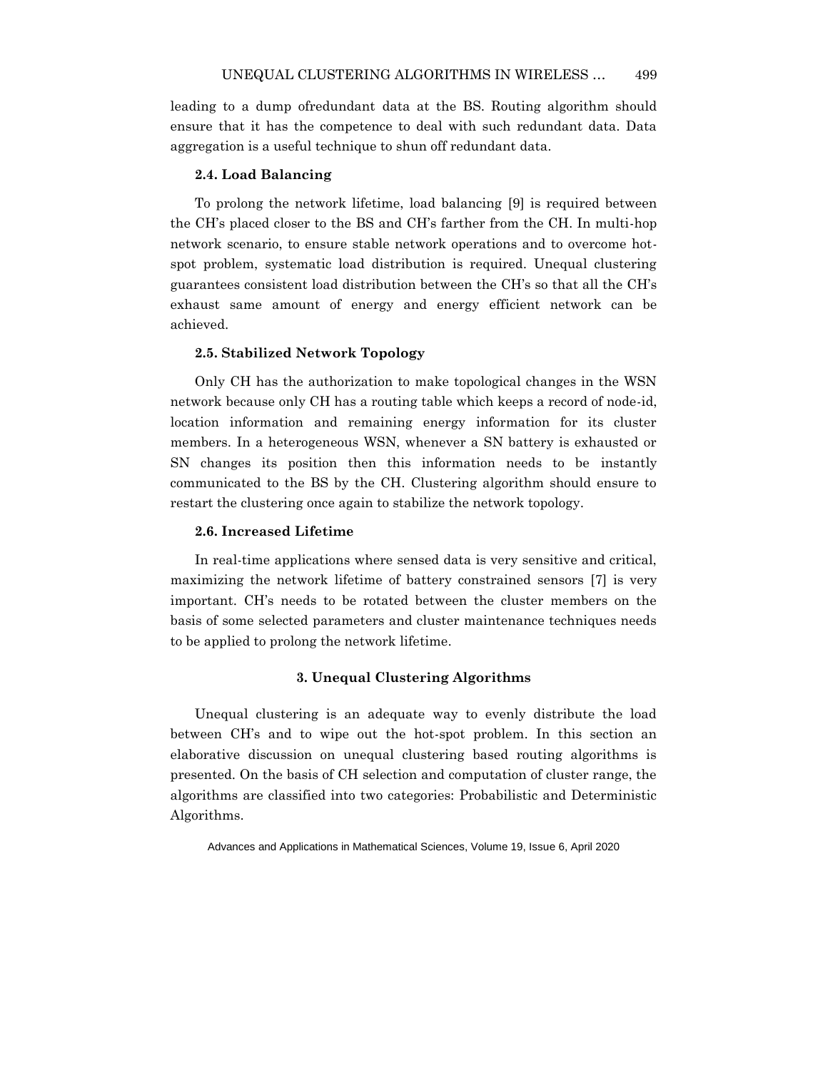leading to a dump ofredundant data at the BS. Routing algorithm should ensure that it has the competence to deal with such redundant data. Data aggregation is a useful technique to shun off redundant data.

### 2.4. Load Balancing

To prolong the network lifetime, load balancing [9] is required between the CH's placed closer to the BS and CH's farther from the CH. In multi-hop network scenario, to ensure stable network operations and to overcome hot-spot problem, systematic load distribution is required. Unequal clustering guarantees consistent load distribution between the CH's so that all the CH's exhaust same amount of energy and energy efficient network can be achieved.

### 2.5. Stabilized Network Topology

Only CH has the authorization to make topological changes in the WSN network because only CH has a routing table which keeps a record of node-id, location information and remaining energy information for its cluster members. In a heterogeneous WSN, whenever a SN battery is exhausted or SN changes its position then this information needs to be instantly communicated to the BS by the CH. Clustering algorithm should ensure to restart the clustering once again to stabilize the network topology.

### 2.6. Increased Lifetime

In real-time applications where sensed data is very sensitive and critical, maximizing the network lifetime of battery constrained sensors [7] is very important. CH's needs to be rotated between the cluster members on the basis of some selected parameters and cluster maintenance techniques needs to be applied to prolong the network lifetime.

## 3. Unequal Clustering Algorithms

Unequal clustering is an adequate way to evenly distribute the load between CH's and to wipe out the hot-spot problem. In this section an elaborative discussion on unequal clustering based routing algorithms is presented. On the basis of CH selection and computation of cluster range, the algorithms are classified into two categories: Probabilistic and Deterministic Algorithms.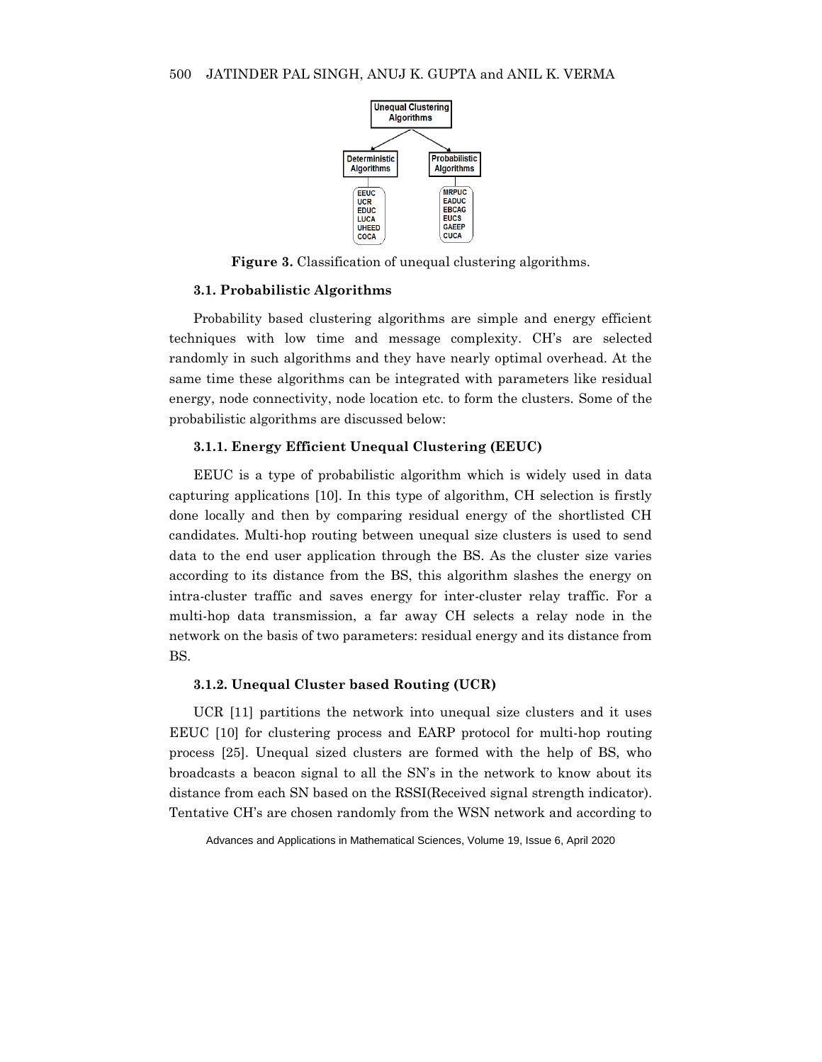**Figure 3.** Classification of unequal clustering algorithms.

### 3.1. Probabilistic Algorithms

Probability based clustering algorithms are simple and energy efficient techniques with low time and message complexity. CH's are selected randomly in such algorithms and they have nearly optimal overhead. At the same time these algorithms can be integrated with parameters like residual energy, node connectivity, node location etc. to form the clusters. Some of the probabilistic algorithms are discussed below:

#### 3.1.1. Energy Efficient Unequal Clustering (EEUC)

EEUC is a type of probabilistic algorithm which is widely used in data capturing applications [10]. In this type of algorithm, CH selection is firstly done locally and then by comparing residual energy of the shortlisted CH candidates. Multi-hop routing between unequal size clusters is used to send data to the end user application through the BS. As the cluster size varies according to its distance from the BS, this algorithm slashes the energy on intra-cluster traffic and saves energy for inter-cluster relay traffic. For a multi-hop data transmission, a far away CH selects a relay node in the network on the basis of two parameters: residual energy and its distance from BS.

#### 3.1.2. Unequal Cluster based Routing (UCR)

UCR [11] partitions the network into unequal size clusters and it uses EEUC [10] for clustering process and EARP protocol for multi-hop routing process [25]. Unequal sized clusters are formed with the help of BS, who broadcasts a beacon signal to all the SN's in the network to know about its distance from each SN based on the RSSI(Received signal strength indicator). Tentative CH's are chosen randomly from the WSN network and according to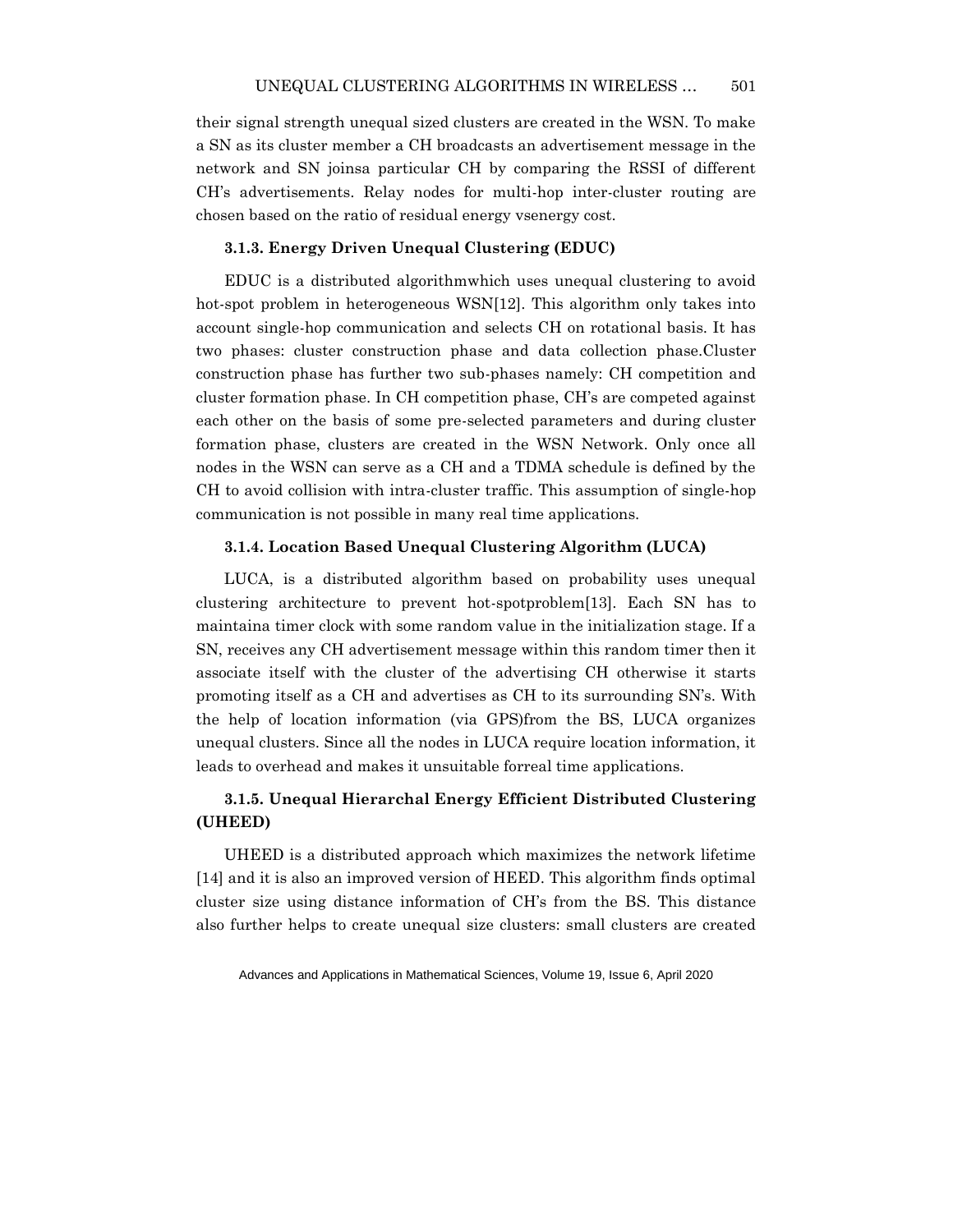their signal strength unequal sized clusters are created in the WSN. To make a SN as its cluster member a CH broadcasts an advertisement message in the network and SN joinsa particular CH by comparing the RSSI of different CH's advertisements. Relay nodes for multi-hop inter-cluster routing are chosen based on the ratio of residual energy vsenergy cost.

#### 3.1.3. Energy Driven Unequal Clustering (EDUC)

EDUC is a distributed algorithmwhich uses unequal clustering to avoid hot-spot problem in heterogeneous WSN[12]. This algorithm only takes into account single-hop communication and selects CH on rotational basis. It has two phases: cluster construction phase and data collection phase.Cluster construction phase has further two sub-phases namely: CH competition and cluster formation phase. In CH competition phase, CH's are competed against each other on the basis of some pre-selected parameters and during cluster formation phase, clusters are created in the WSN Network. Only once all nodes in the WSN can serve as a CH and a TDMA schedule is defined by the CH to avoid collision with intra-cluster traffic. This assumption of single-hop communication is not possible in many real time applications.

#### 3.1.4. Location Based Unequal Clustering Algorithm (LUCA)

LUCA, is a distributed algorithm based on probability uses unequal clustering architecture to prevent hot-spotproblem[13]. Each SN has to maintaina timer clock with some random value in the initialization stage. If a SN, receives any CH advertisement message within this random timer then it associate itself with the cluster of the advertising CH otherwise it starts promoting itself as a CH and advertises as CH to its surrounding SN's. With the help of location information (via GPS)from the BS, LUCA organizes unequal clusters. Since all the nodes in LUCA require location information, it leads to overhead and makes it unsuitable forreal time applications.

#### 3.1.5. Unequal Hierarchal Energy Efficient Distributed Clustering (UHEED)

UHEED is a distributed approach which maximizes the network lifetime [14] and it is also an improved version of HEED. This algorithm finds optimal cluster size using distance information of CH's from the BS. This distance also further helps to create unequal size clusters: small clusters are created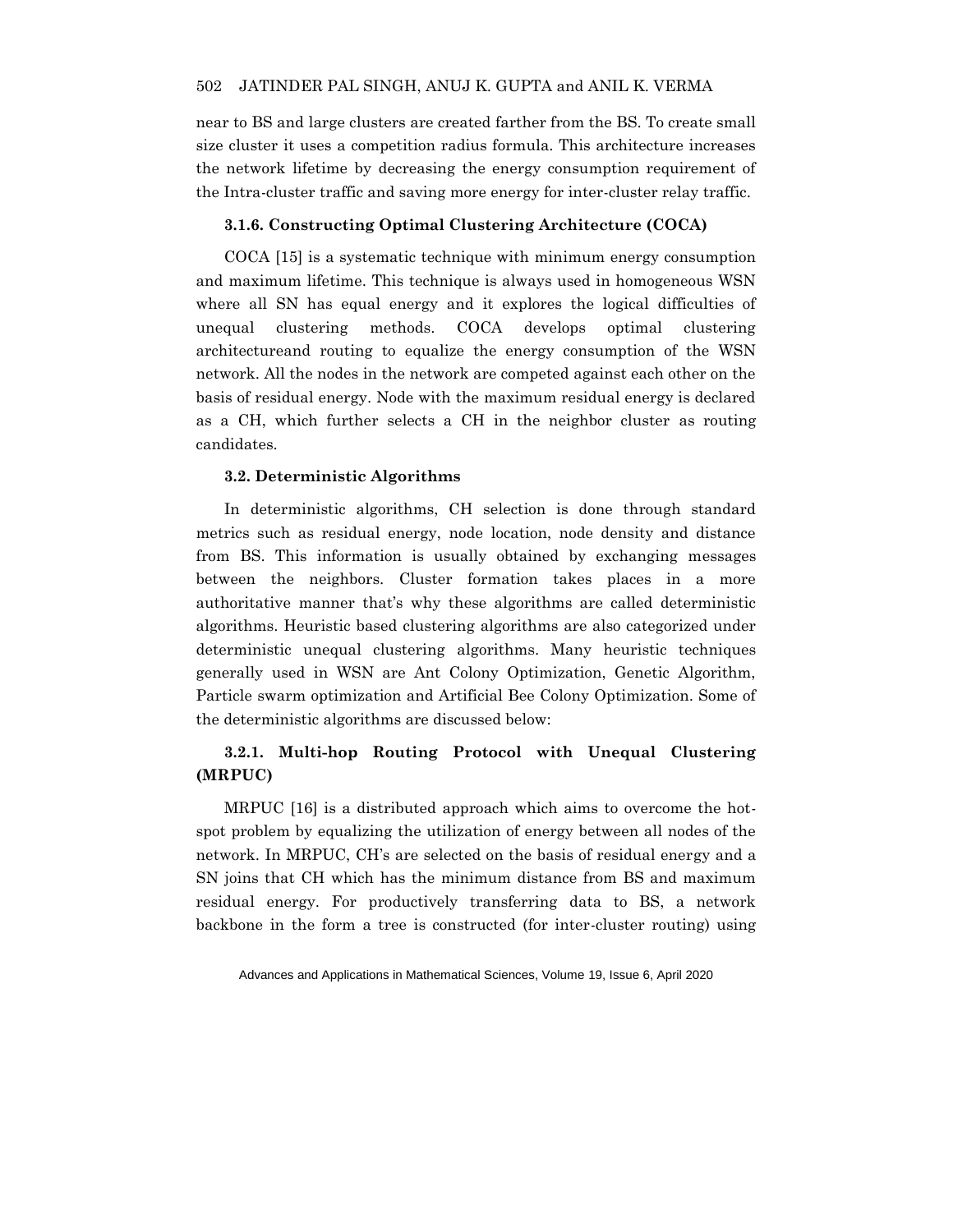near to BS and large clusters are created farther from the BS. To create small size cluster it uses a competition radius formula. This architecture increases the network lifetime by decreasing the energy consumption requirement of the Intra-cluster traffic and saving more energy for inter-cluster relay traffic.

#### 3.1.6. Constructing Optimal Clustering Architecture (COCA)

COCA [15] is a systematic technique with minimum energy consumption and maximum lifetime. This technique is always used in homogeneous WSN where all SN has equal energy and it explores the logical difficulties of unequal clustering methods. COCA develops optimal clustering architectureand routing to equalize the energy consumption of the WSN network. All the nodes in the network are competed against each other on the basis of residual energy. Node with the maximum residual energy is declared as a CH, which further selects a CH in the neighbor cluster as routing candidates.

### 3.2. Deterministic Algorithms

In deterministic algorithms, CH selection is done through standard metrics such as residual energy, node location, node density and distance from BS. This information is usually obtained by exchanging messages between the neighbors. Cluster formation takes places in a more authoritative manner that's why these algorithms are called deterministic algorithms. Heuristic based clustering algorithms are also categorized under deterministic unequal clustering algorithms. Many heuristic techniques generally used in WSN are Ant Colony Optimization, Genetic Algorithm, Particle swarm optimization and Artificial Bee Colony Optimization. Some of the deterministic algorithms are discussed below:

#### 3.2.1. Multi-hop Routing Protocol with Unequal Clustering (MRPUC)

MRPUC [16] is a distributed approach which aims to overcome the hot-spot problem by equalizing the utilization of energy between all nodes of the network. In MRPUC, CH's are selected on the basis of residual energy and a SN joins that CH which has the minimum distance from BS and maximum residual energy. For productively transferring data to BS, a network backbone in the form a tree is constructed (for inter-cluster routing) using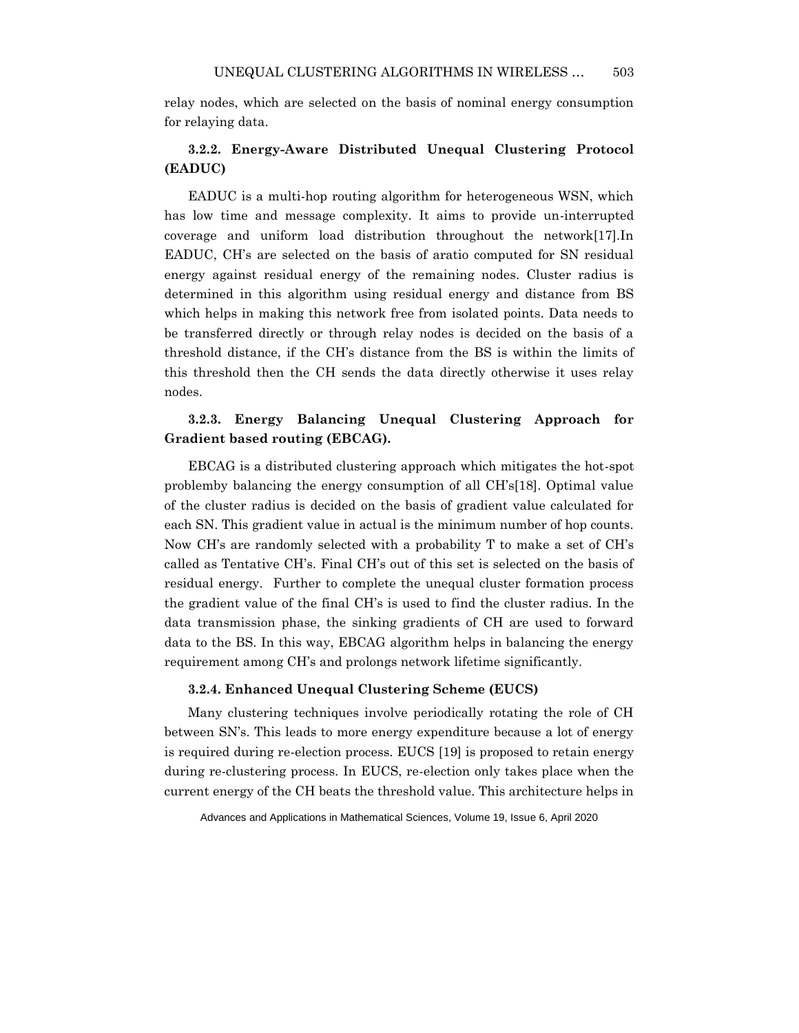relay nodes, which are selected on the basis of nominal energy consumption for relaying data.

### 3.2.2. Energy-Aware Distributed Unequal Clustering Protocol (EADUC)

EADUC is a multi-hop routing algorithm for heterogeneous WSN, which has low time and message complexity. It aims to provide un-interrupted coverage and uniform load distribution throughout the network[17].In EADUC, CH's are selected on the basis of aratio computed for SN residual energy against residual energy of the remaining nodes. Cluster radius is determined in this algorithm using residual energy and distance from BS which helps in making this network free from isolated points. Data needs to be transferred directly or through relay nodes is decided on the basis of a threshold distance, if the CH's distance from the BS is within the limits of this threshold then the CH sends the data directly otherwise it uses relay nodes.

### 3.2.3. Energy Balancing Unequal Clustering Approach for Gradient based routing (EBCAG).

EBCAG is a distributed clustering approach which mitigates the hot-spot problemby balancing the energy consumption of all CH's[18]. Optimal value of the cluster radius is decided on the basis of gradient value calculated for each SN. This gradient value in actual is the minimum number of hop counts. Now CH's are randomly selected with a probability T to make a set of CH's called as Tentative CH's. Final CH's out of this set is selected on the basis of residual energy. Further to complete the unequal cluster formation process the gradient value of the final CH's is used to find the cluster radius. In the data transmission phase, the sinking gradients of CH are used to forward data to the BS. In this way, EBCAG algorithm helps in balancing the energy requirement among CH's and prolongs network lifetime significantly.

### 3.2.4. Enhanced Unequal Clustering Scheme (EUCS)

Many clustering techniques involve periodically rotating the role of CH between SN's. This leads to more energy expenditure because a lot of energy is required during re-election process. EUCS [19] is proposed to retain energy during re-clustering process. In EUCS, re-election only takes place when the current energy of the CH beats the threshold value. This architecture helps in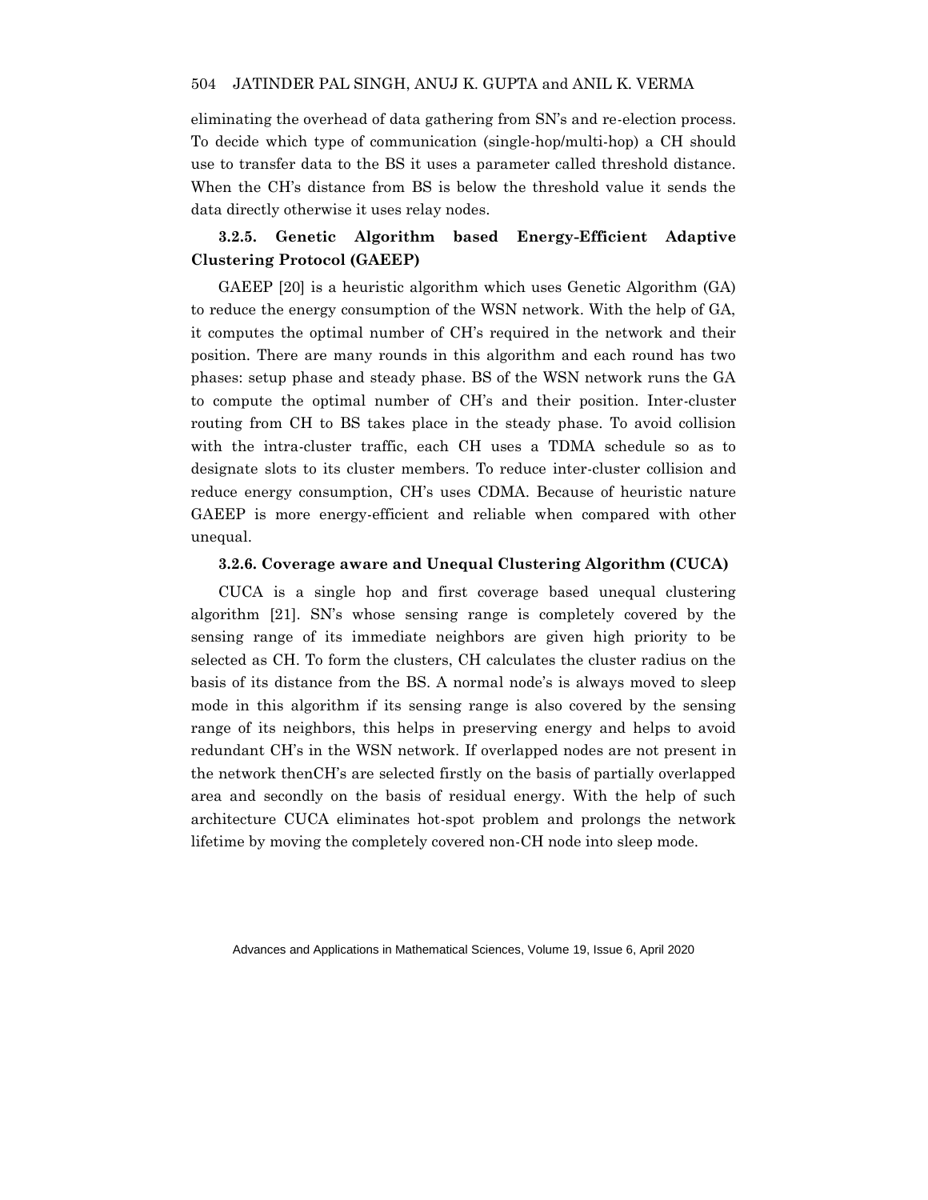eliminating the overhead of data gathering from SN's and re-election process. To decide which type of communication (single-hop/multi-hop) a CH should use to transfer data to the BS it uses a parameter called threshold distance. When the CH's distance from BS is below the threshold value it sends the data directly otherwise it uses relay nodes.

### 3.2.5. Genetic Algorithm based Energy-Efficient Adaptive Clustering Protocol (GAEEP)

GAEEP [20] is a heuristic algorithm which uses Genetic Algorithm (GA) to reduce the energy consumption of the WSN network. With the help of GA, it computes the optimal number of CH's required in the network and their position. There are many rounds in this algorithm and each round has two phases: setup phase and steady phase. BS of the WSN network runs the GA to compute the optimal number of CH's and their position. Inter-cluster routing from CH to BS takes place in the steady phase. To avoid collision with the intra-cluster traffic, each CH uses a TDMA schedule so as to designate slots to its cluster members. To reduce inter-cluster collision and reduce energy consumption, CH's uses CDMA. Because of heuristic nature GAEEP is more energy-efficient and reliable when compared with other unequal.

### 3.2.6. Coverage aware and Unequal Clustering Algorithm (CUCA)

CUCA is a single hop and first coverage based unequal clustering algorithm [21]. SN's whose sensing range is completely covered by the sensing range of its immediate neighbors are given high priority to be selected as CH. To form the clusters, CH calculates the cluster radius on the basis of its distance from the BS. A normal node's is always moved to sleep mode in this algorithm if its sensing range is also covered by the sensing range of its neighbors, this helps in preserving energy and helps to avoid redundant CH's in the WSN network. If overlapped nodes are not present in the network thenCH's are selected firstly on the basis of partially overlapped area and secondly on the basis of residual energy. With the help of such architecture CUCA eliminates hot-spot problem and prolongs the network lifetime by moving the completely covered non-CH node into sleep mode.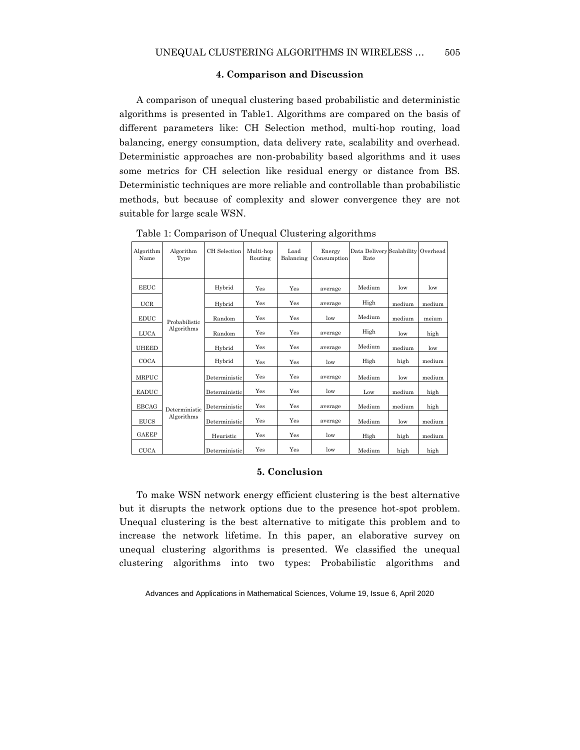## 4. Comparison and Discussion

A comparison of unequal clustering based probabilistic and deterministic algorithms is presented in Table1. Algorithms are compared on the basis of different parameters like: CH Selection method, multi-hop routing, load balancing, energy consumption, data delivery rate, scalability and overhead. Deterministic approaches are non-probability based algorithms and it uses some metrics for CH selection like residual energy or distance from BS. Deterministic techniques are more reliable and controllable than probabilistic methods, but because of complexity and slower convergence they are not suitable for large scale WSN.

Table 1: Comparison of Unequal Clustering algorithms

| Algorithm Name | Algorithm Type | CH Selection | Multi-hop Routing | Load Balancing | Energy Consumption | Data Delivery Rate | Scalability | Overhead |
|---|---|---|---|---|---|---|---|---|
| EEUC | Probabilistic Algorithms | Hybrid | Yes | Yes | average | Medium | low | low |
| UCR | | Hybrid | Yes | Yes | average | High | medium | medium |
| EDUC | | Random | Yes | Yes | low | Medium | medium | meium |
| LUCA | | Random | Yes | Yes | average | High | low | high |
| UHEED | | Hybrid | Yes | Yes | average | Medium | medium | low |
| COCA | | Hybrid | Yes | Yes | low | High | high | medium |
| MRPUC | Deterministic Algorithms | Deterministic | Yes | Yes | average | Medium | low | medium |
| EADUC | | Deterministic | Yes | Yes | low | Low | medium | high |
| EBCAG | | Deterministic | Yes | Yes | average | Medium | medium | high |
| EUCS | | Deterministic | Yes | Yes | average | Medium | low | medium |
| GAEEP | | Heuristic | Yes | Yes | low | High | high | medium |
| CUCA | | Deterministic | Yes | Yes | low | Medium | high | high |

## 5. Conclusion

To make WSN network energy efficient clustering is the best alternative but it disrupts the network options due to the presence hot-spot problem. Unequal clustering is the best alternative to mitigate this problem and to increase the network lifetime. In this paper, an elaborative survey on unequal clustering algorithms is presented. We classified the unequal clustering algorithms into two types: Probabilistic algorithms and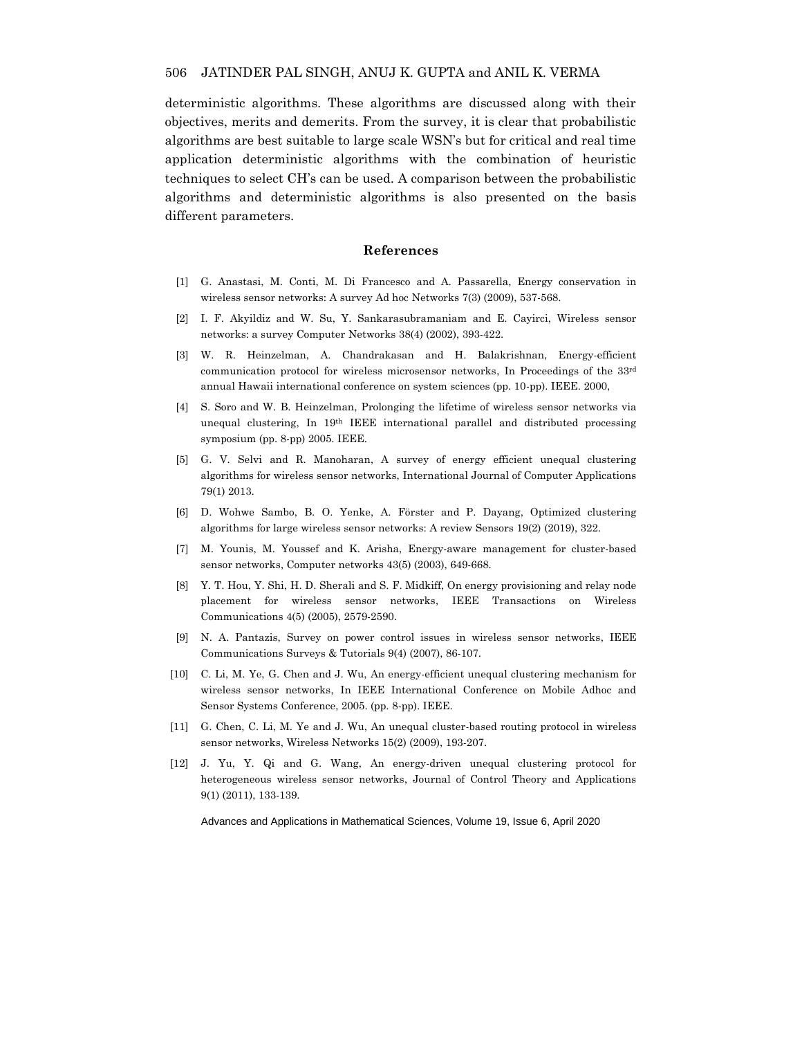deterministic algorithms. These algorithms are discussed along with their objectives, merits and demerits. From the survey, it is clear that probabilistic algorithms are best suitable to large scale WSN's but for critical and real time application deterministic algorithms with the combination of heuristic techniques to select CH's can be used. A comparison between the probabilistic algorithms and deterministic algorithms is also presented on the basis different parameters.

## References

[1] G. Anastasi, M. Conti, M. Di Francesco and A. Passarella, Energy conservation in wireless sensor networks: A survey Ad hoc Networks 7(3) (2009), 537-568.

[2] I. F. Akyildiz and W. Su, Y. Sankarasubramaniam and E. Cayirci, Wireless sensor networks: a survey Computer Networks 38(4) (2002), 393-422.

[3] W. R. Heinzelman, A. Chandrakasan and H. Balakrishnan, Energy-efficient communication protocol for wireless microsensor networks, In Proceedings of the 33rd annual Hawaii international conference on system sciences (pp. 10-pp). IEEE. 2000,

[4] S. Soro and W. B. Heinzelman, Prolonging the lifetime of wireless sensor networks via unequal clustering, In 19th IEEE international parallel and distributed processing symposium (pp. 8-pp) 2005. IEEE.

[5] G. V. Selvi and R. Manoharan, A survey of energy efficient unequal clustering algorithms for wireless sensor networks, International Journal of Computer Applications 79(1) 2013.

[6] D. Wohwe Sambo, B. O. Yenke, A. Förster and P. Dayang, Optimized clustering algorithms for large wireless sensor networks: A review Sensors 19(2) (2019), 322.

[7] M. Younis, M. Youssef and K. Arisha, Energy-aware management for cluster-based sensor networks, Computer networks 43(5) (2003), 649-668.

[8] Y. T. Hou, Y. Shi, H. D. Sherali and S. F. Midkiff, On energy provisioning and relay node placement for wireless sensor networks, IEEE Transactions on Wireless Communications 4(5) (2005), 2579-2590.

[9] N. A. Pantazis, Survey on power control issues in wireless sensor networks, IEEE Communications Surveys & Tutorials 9(4) (2007), 86-107.

[10] C. Li, M. Ye, G. Chen and J. Wu, An energy-efficient unequal clustering mechanism for wireless sensor networks, In IEEE International Conference on Mobile Adhoc and Sensor Systems Conference, 2005. (pp. 8-pp). IEEE.

[11] G. Chen, C. Li, M. Ye and J. Wu, An unequal cluster-based routing protocol in wireless sensor networks, Wireless Networks 15(2) (2009), 193-207.

[12] J. Yu, Y. Qi and G. Wang, An energy-driven unequal clustering protocol for heterogeneous wireless sensor networks, Journal of Control Theory and Applications 9(1) (2011), 133-139.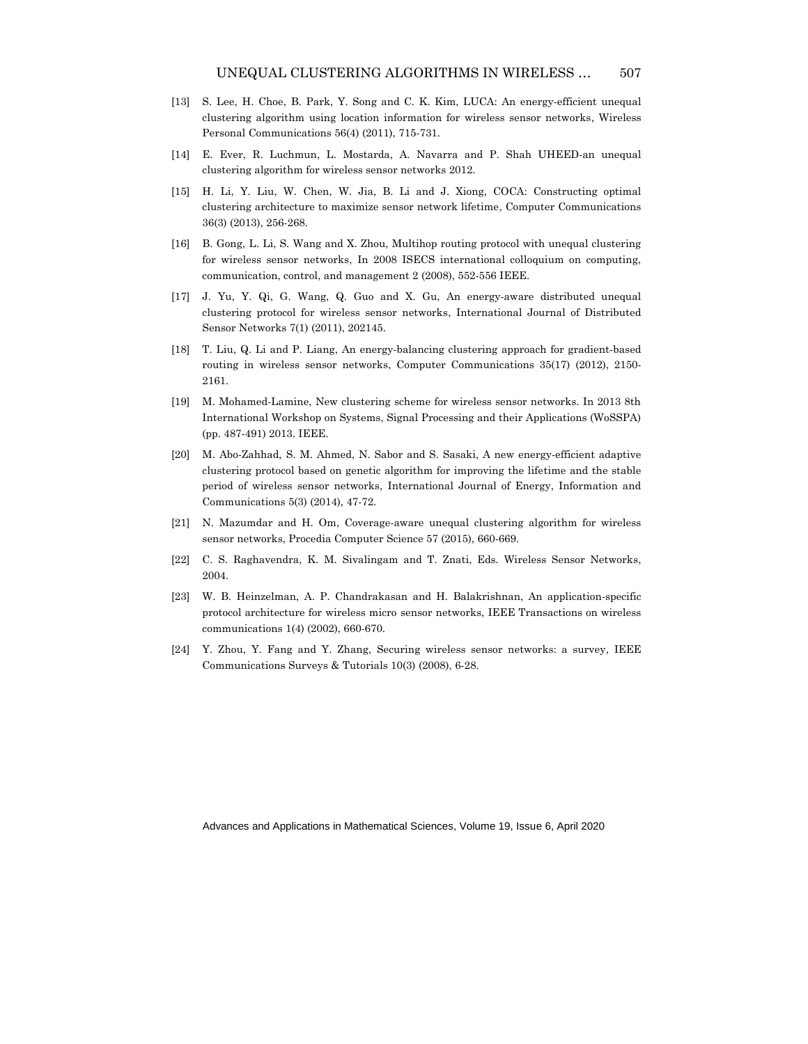[13] S. Lee, H. Choe, B. Park, Y. Song and C. K. Kim, LUCA: An energy-efficient unequal clustering algorithm using location information for wireless sensor networks, Wireless Personal Communications 56(4) (2011), 715-731.

[14] E. Ever, R. Luchmun, L. Mostarda, A. Navarra and P. Shah UHEED-an unequal clustering algorithm for wireless sensor networks 2012.

[15] H. Li, Y. Liu, W. Chen, W. Jia, B. Li and J. Xiong, COCA: Constructing optimal clustering architecture to maximize sensor network lifetime, Computer Communications 36(3) (2013), 256-268.

[16] B. Gong, L. Li, S. Wang and X. Zhou, Multihop routing protocol with unequal clustering for wireless sensor networks, In 2008 ISECS international colloquium on computing, communication, control, and management 2 (2008), 552-556 IEEE.

[17] J. Yu, Y. Qi, G. Wang, Q. Guo and X. Gu, An energy-aware distributed unequal clustering protocol for wireless sensor networks, International Journal of Distributed Sensor Networks 7(1) (2011), 202145.

[18] T. Liu, Q. Li and P. Liang, An energy-balancing clustering approach for gradient-based routing in wireless sensor networks, Computer Communications 35(17) (2012), 2150-2161.

[19] M. Mohamed-Lamine, New clustering scheme for wireless sensor networks. In 2013 8th International Workshop on Systems, Signal Processing and their Applications (WoSSPA) (pp. 487-491) 2013. IEEE.

[20] M. Abo-Zahhad, S. M. Ahmed, N. Sabor and S. Sasaki, A new energy-efficient adaptive clustering protocol based on genetic algorithm for improving the lifetime and the stable period of wireless sensor networks, International Journal of Energy, Information and Communications 5(3) (2014), 47-72.

[21] N. Mazumdar and H. Om, Coverage-aware unequal clustering algorithm for wireless sensor networks, Procedia Computer Science 57 (2015), 660-669.

[22] C. S. Raghavendra, K. M. Sivalingam and T. Znati, Eds. Wireless Sensor Networks, 2004.

[23] W. B. Heinzelman, A. P. Chandrakasan and H. Balakrishnan, An application-specific protocol architecture for wireless micro sensor networks, IEEE Transactions on wireless communications 1(4) (2002), 660-670.

[24] Y. Zhou, Y. Fang and Y. Zhang, Securing wireless sensor networks: a survey, IEEE Communications Surveys & Tutorials 10(3) (2008), 6-28.